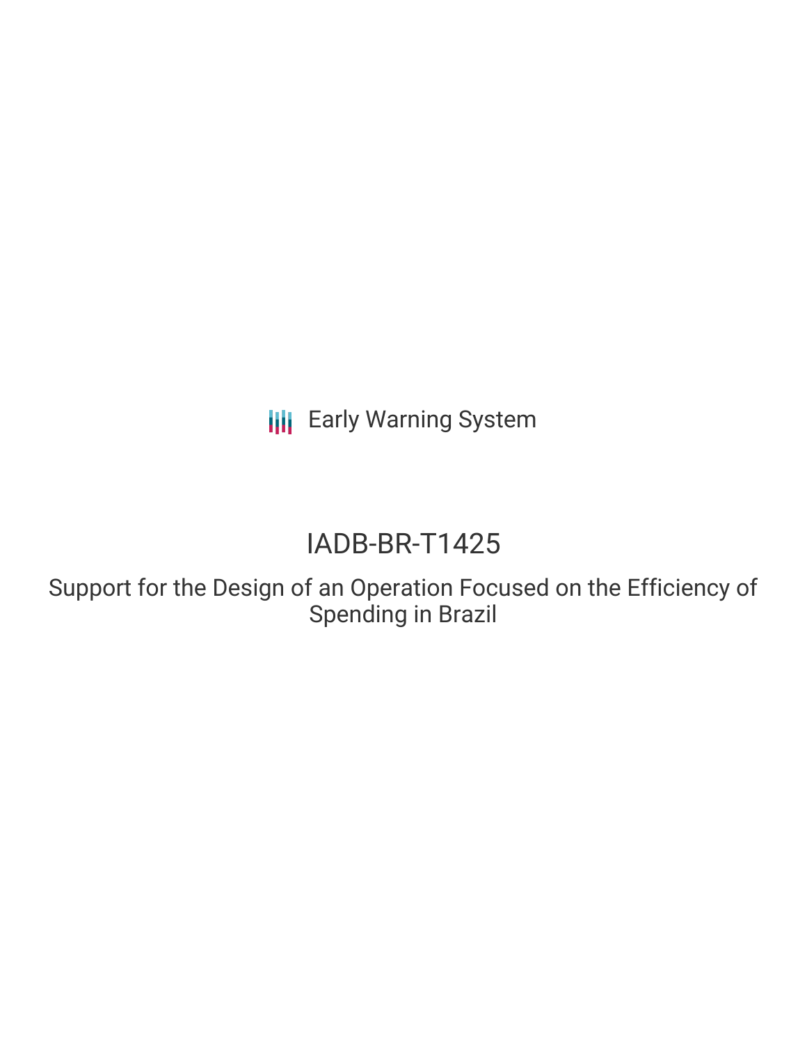Early Warning System

# IADB-BR-T1425

## Support for the Design of an Operation Focused on the Efficiency of Spending in Brazil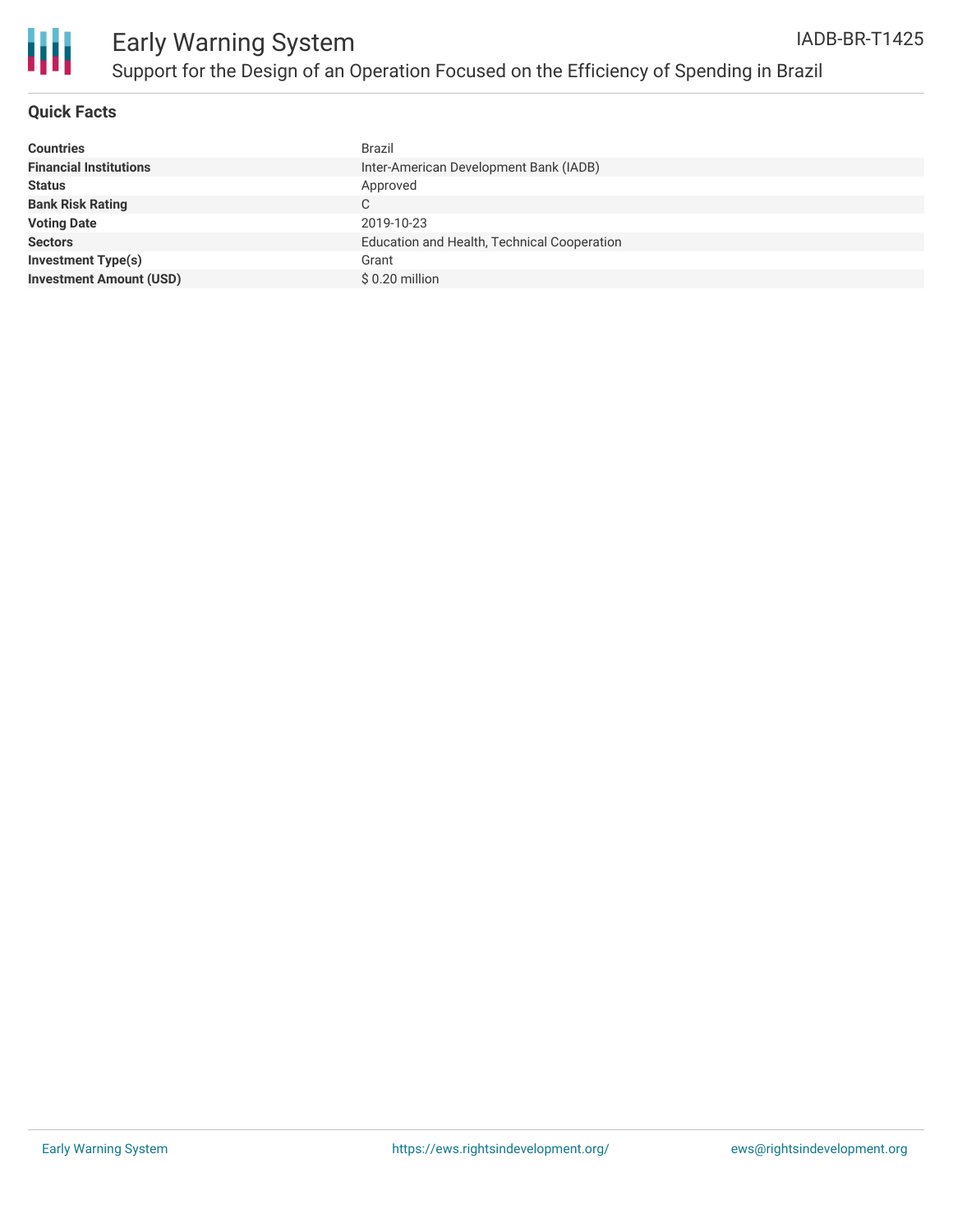# Early Warning System

## Support for the Design of an Operation Focused on the Efficiency of Spending in Brazil

IADB-BR-T1425

### Quick Facts

| | |
|---|---|
| **Countries** | Brazil |
| **Financial Institutions** | Inter-American Development Bank (IADB) |
| **Status** | Approved |
| **Bank Risk Rating** | C |
| **Voting Date** | 2019-10-23 |
| **Sectors** | Education and Health, Technical Cooperation |
| **Investment Type(s)** | Grant |
| **Investment Amount (USD)** | $ 0.20 million |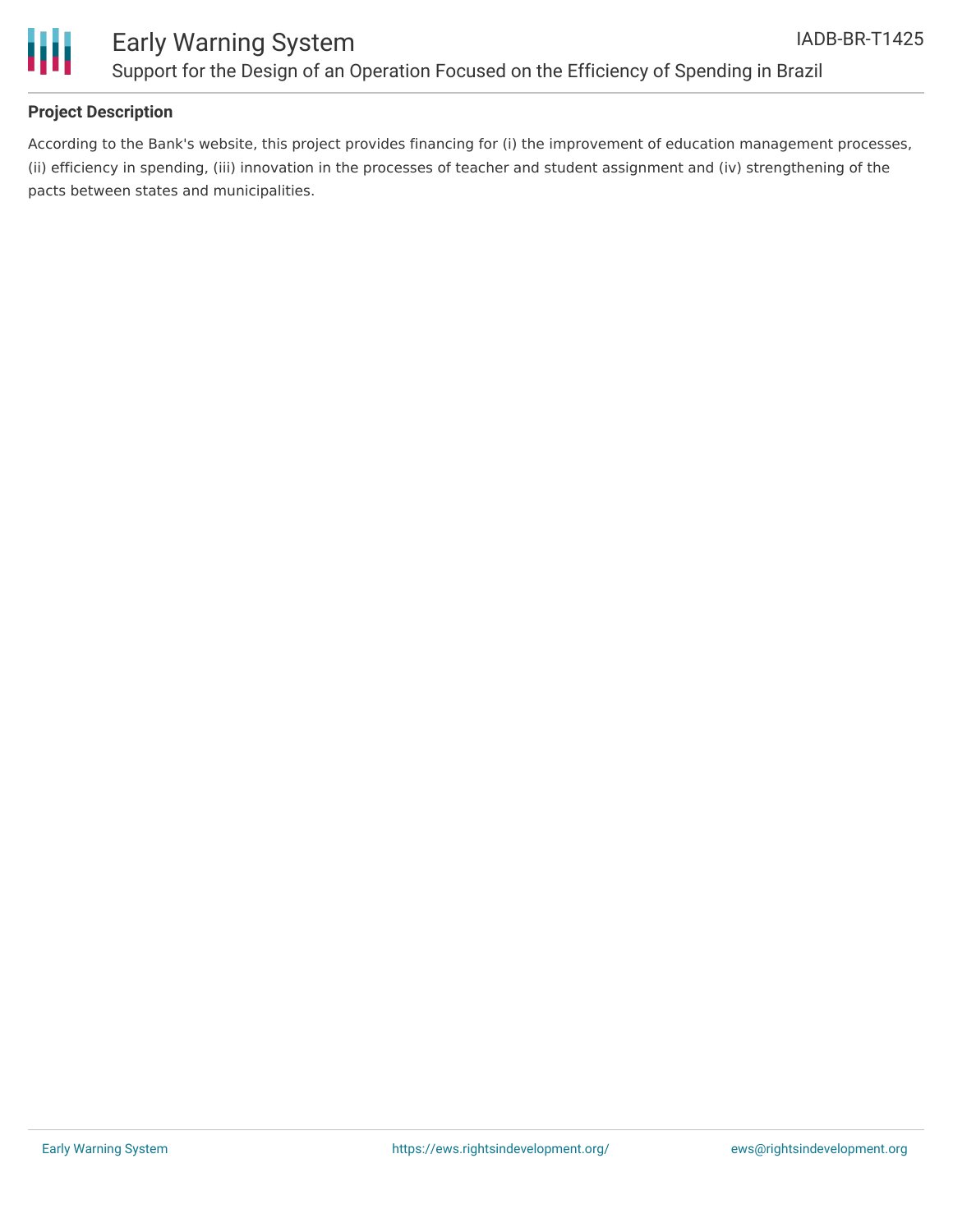## Project Description

According to the Bank's website, this project provides financing for (i) the improvement of education management processes, (ii) efficiency in spending, (iii) innovation in the processes of teacher and student assignment and (iv) strengthening of the pacts between states and municipalities.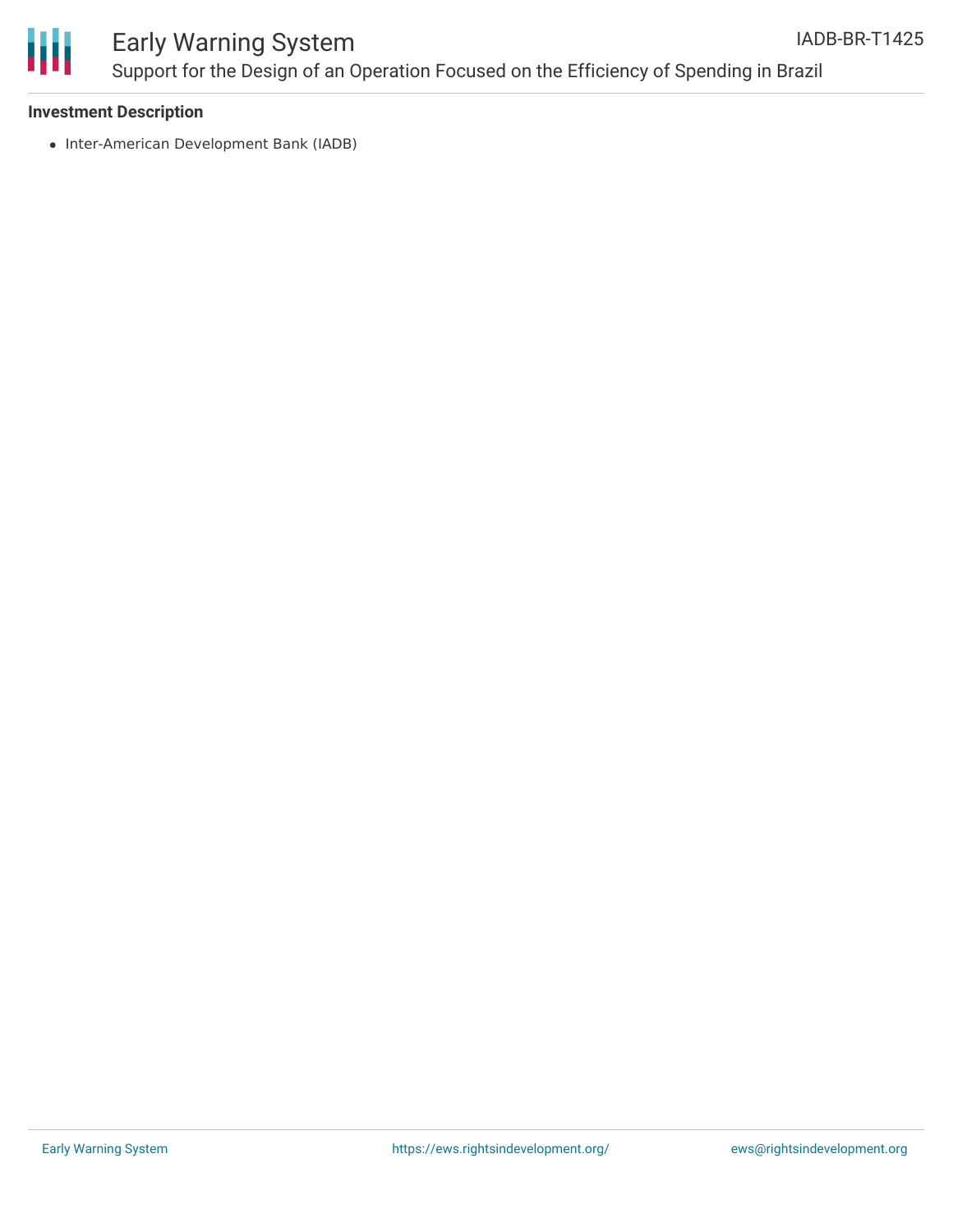**Investment Description**

- Inter-American Development Bank (IADB)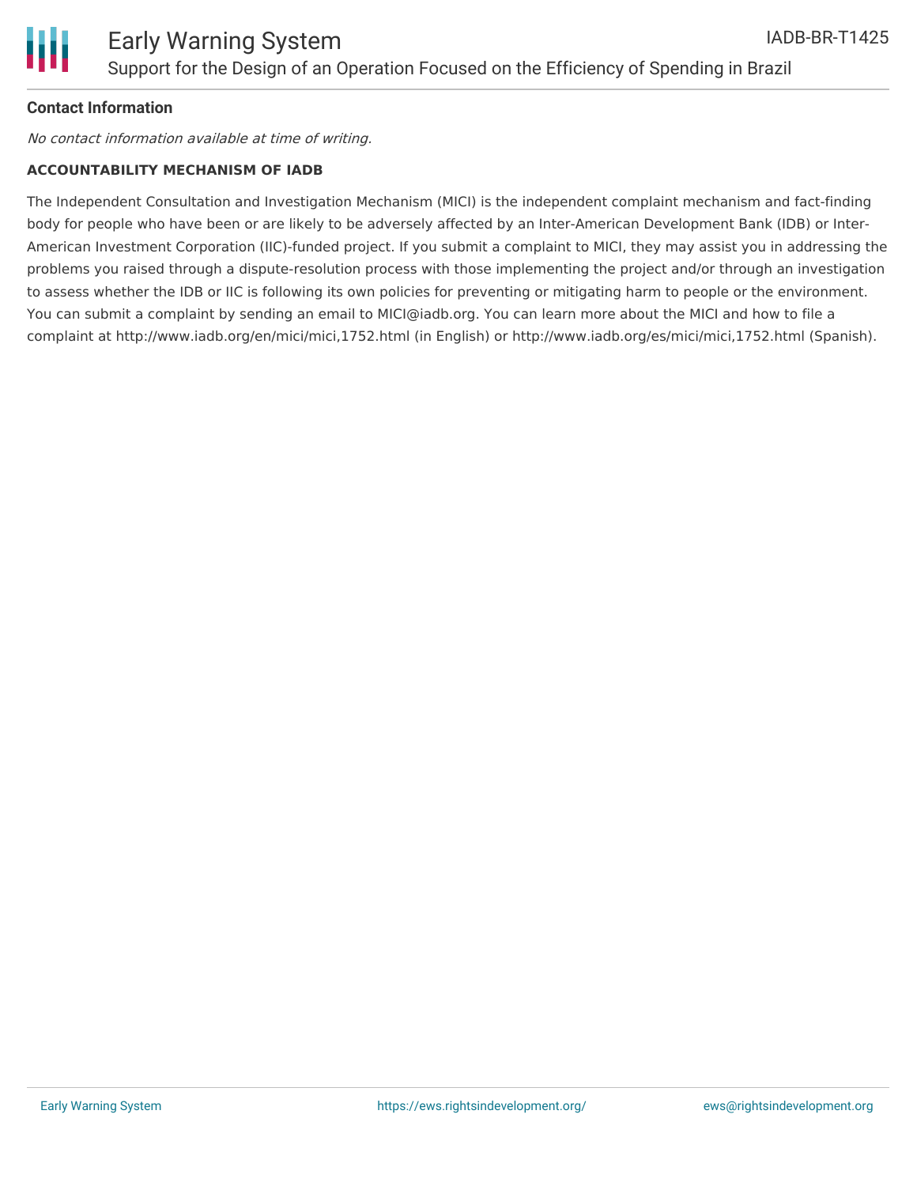**Contact Information**

*No contact information available at time of writing.*

**ACCOUNTABILITY MECHANISM OF IADB**

The Independent Consultation and Investigation Mechanism (MICI) is the independent complaint mechanism and fact-finding body for people who have been or are likely to be adversely affected by an Inter-American Development Bank (IDB) or Inter-American Investment Corporation (IIC)-funded project. If you submit a complaint to MICI, they may assist you in addressing the problems you raised through a dispute-resolution process with those implementing the project and/or through an investigation to assess whether the IDB or IIC is following its own policies for preventing or mitigating harm to people or the environment. You can submit a complaint by sending an email to MICI@iadb.org. You can learn more about the MICI and how to file a complaint at http://www.iadb.org/en/mici/mici,1752.html (in English) or http://www.iadb.org/es/mici/mici,1752.html (Spanish).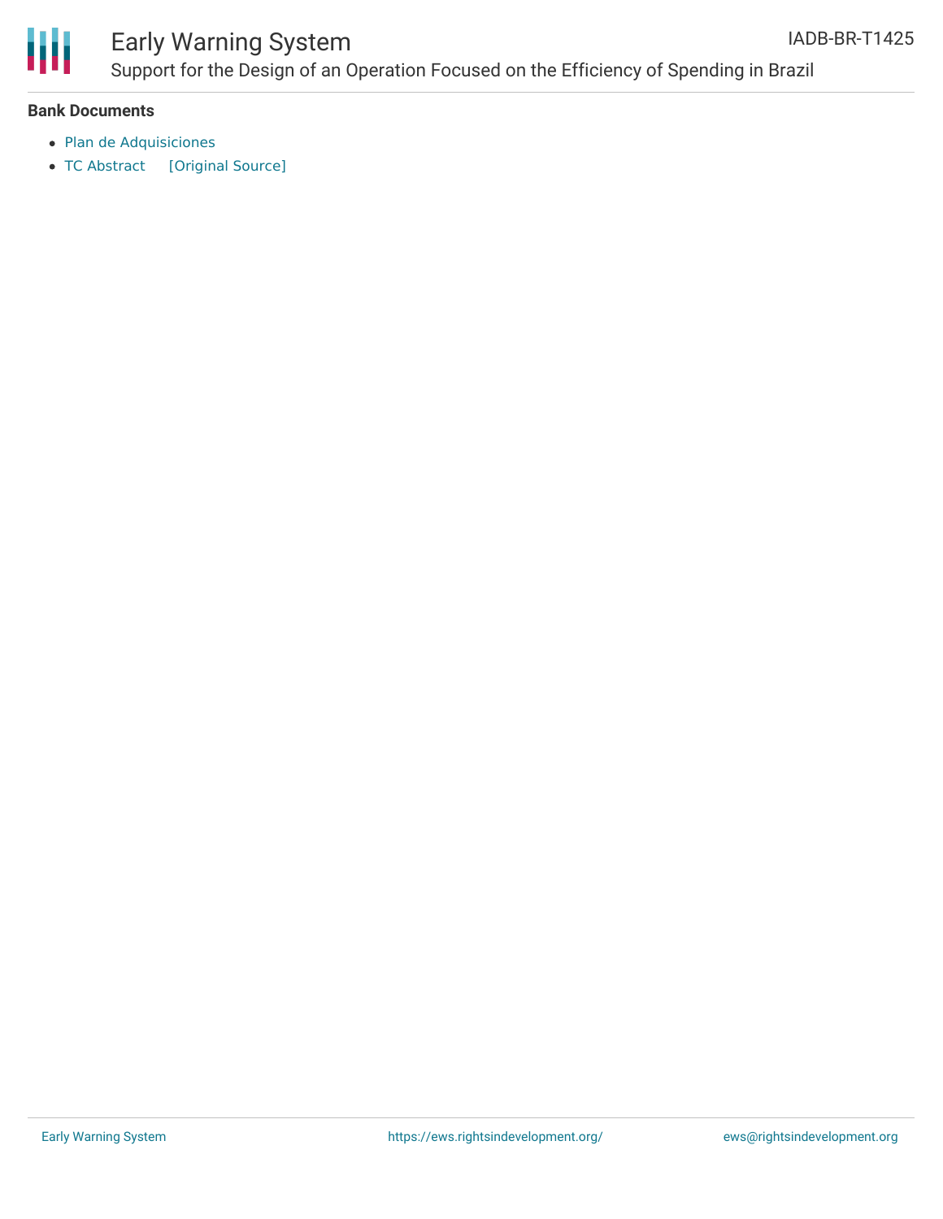**Bank Documents**

- Plan de Adquisiciones
- TC Abstract [Original Source]